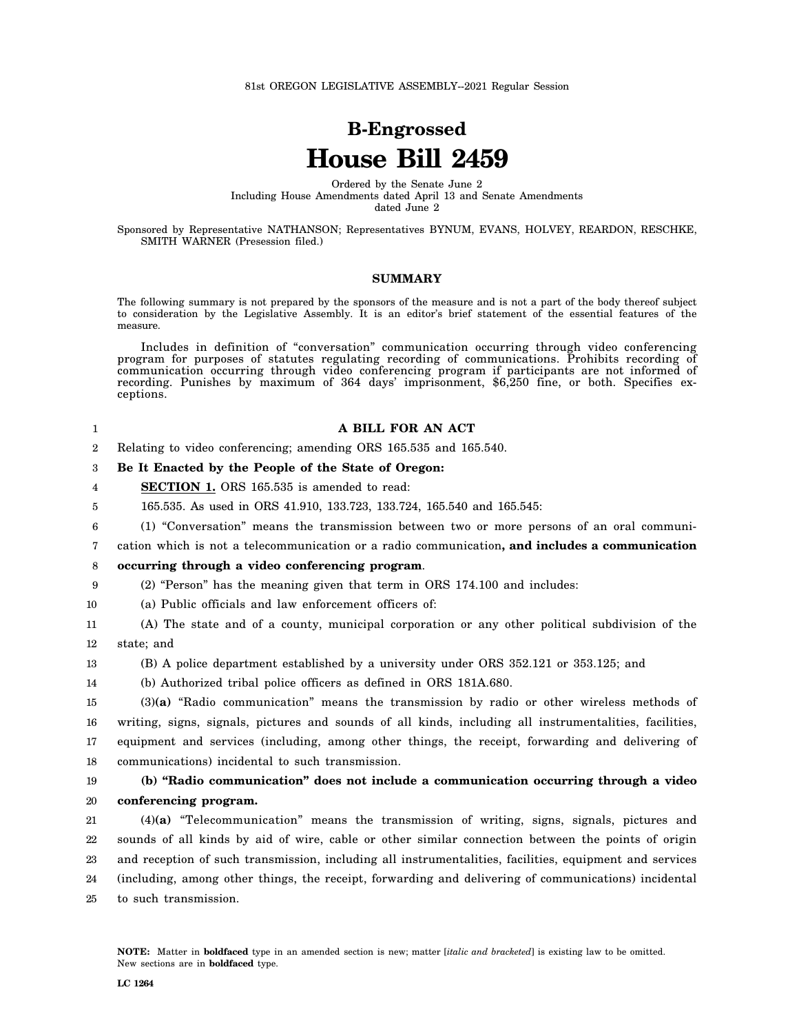81st OREGON LEGISLATIVE ASSEMBLY--2021 Regular Session

# B-Engrossed
# House Bill 2459

Ordered by the Senate June 2
Including House Amendments dated April 13 and Senate Amendments dated June 2

Sponsored by Representative NATHANSON; Representatives BYNUM, EVANS, HOLVEY, REARDON, RESCHKE, SMITH WARNER (Presession filed.)

## SUMMARY

The following summary is not prepared by the sponsors of the measure and is not a part of the body thereof subject to consideration by the Legislative Assembly. It is an editor's brief statement of the essential features of the measure.

Includes in definition of "conversation" communication occurring through video conferencing program for purposes of statutes regulating recording of communications. Prohibits recording of communication occurring through video conferencing program if participants are not informed of recording. Punishes by maximum of 364 days' imprisonment, $6,250 fine, or both. Specifies exceptions.

**A BILL FOR AN ACT**

Relating to video conferencing; amending ORS 165.535 and 165.540.

**Be It Enacted by the People of the State of Oregon:**

**SECTION 1.** ORS 165.535 is amended to read:

165.535. As used in ORS 41.910, 133.723, 133.724, 165.540 and 165.545:

(1) "Conversation" means the transmission between two or more persons of an oral communication which is not a telecommunication or a radio communication**, and includes a communication occurring through a video conferencing program**.

(2) "Person" has the meaning given that term in ORS 174.100 and includes:

(a) Public officials and law enforcement officers of:

(A) The state and of a county, municipal corporation or any other political subdivision of the state; and

(B) A police department established by a university under ORS 352.121 or 353.125; and

(b) Authorized tribal police officers as defined in ORS 181A.680.

(3)**(a)** "Radio communication" means the transmission by radio or other wireless methods of writing, signs, signals, pictures and sounds of all kinds, including all instrumentalities, facilities, equipment and services (including, among other things, the receipt, forwarding and delivering of communications) incidental to such transmission.

**(b) "Radio communication" does not include a communication occurring through a video conferencing program.**

(4)**(a)** "Telecommunication" means the transmission of writing, signs, signals, pictures and sounds of all kinds by aid of wire, cable or other similar connection between the points of origin and reception of such transmission, including all instrumentalities, facilities, equipment and services (including, among other things, the receipt, forwarding and delivering of communications) incidental to such transmission.

**NOTE:** Matter in **boldfaced** type in an amended section is new; matter [*italic and bracketed*] is existing law to be omitted. New sections are in **boldfaced** type.

LC 1264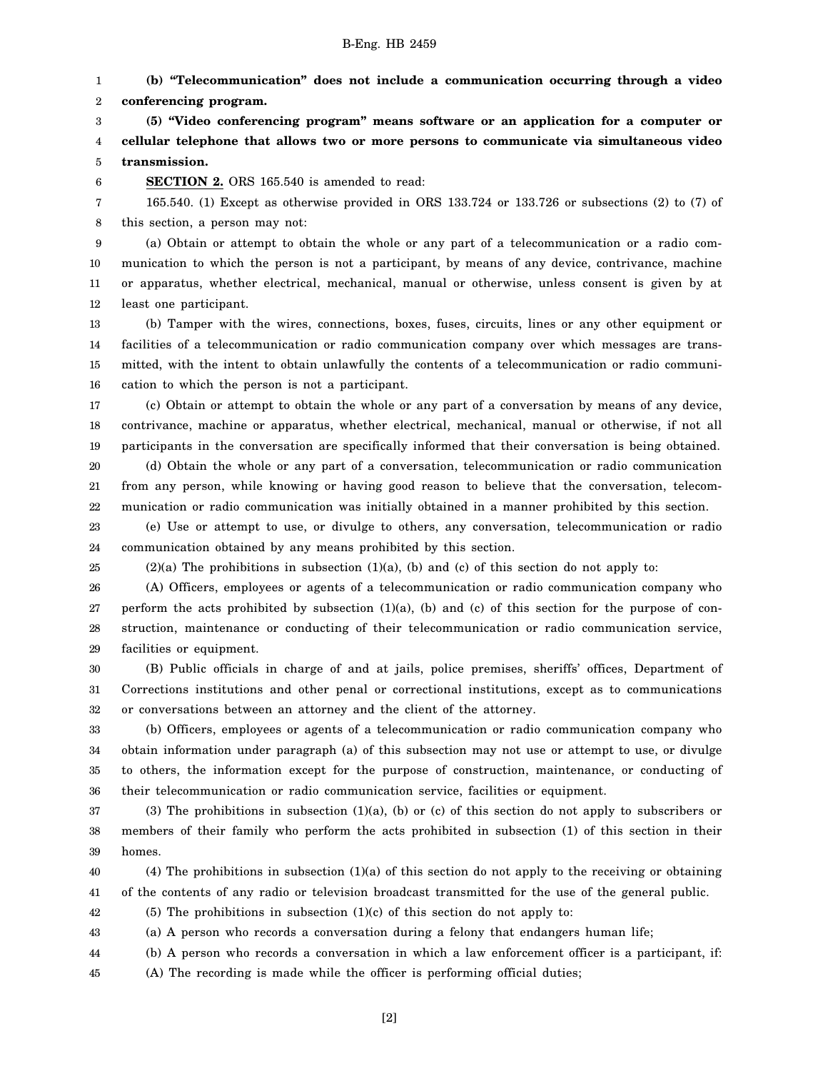**(b) "Telecommunication" does not include a communication occurring through a video conferencing program.**

**(5) "Video conferencing program" means software or an application for a computer or cellular telephone that allows two or more persons to communicate via simultaneous video transmission.**

**SECTION 2.** ORS 165.540 is amended to read:

165.540. (1) Except as otherwise provided in ORS 133.724 or 133.726 or subsections (2) to (7) of this section, a person may not:

(a) Obtain or attempt to obtain the whole or any part of a telecommunication or a radio communication to which the person is not a participant, by means of any device, contrivance, machine or apparatus, whether electrical, mechanical, manual or otherwise, unless consent is given by at least one participant.

(b) Tamper with the wires, connections, boxes, fuses, circuits, lines or any other equipment or facilities of a telecommunication or radio communication company over which messages are transmitted, with the intent to obtain unlawfully the contents of a telecommunication or radio communication to which the person is not a participant.

(c) Obtain or attempt to obtain the whole or any part of a conversation by means of any device, contrivance, machine or apparatus, whether electrical, mechanical, manual or otherwise, if not all participants in the conversation are specifically informed that their conversation is being obtained.

(d) Obtain the whole or any part of a conversation, telecommunication or radio communication from any person, while knowing or having good reason to believe that the conversation, telecommunication or radio communication was initially obtained in a manner prohibited by this section.

(e) Use or attempt to use, or divulge to others, any conversation, telecommunication or radio communication obtained by any means prohibited by this section.

(2)(a) The prohibitions in subsection (1)(a), (b) and (c) of this section do not apply to:

(A) Officers, employees or agents of a telecommunication or radio communication company who perform the acts prohibited by subsection (1)(a), (b) and (c) of this section for the purpose of construction, maintenance or conducting of their telecommunication or radio communication service, facilities or equipment.

(B) Public officials in charge of and at jails, police premises, sheriffs' offices, Department of Corrections institutions and other penal or correctional institutions, except as to communications or conversations between an attorney and the client of the attorney.

(b) Officers, employees or agents of a telecommunication or radio communication company who obtain information under paragraph (a) of this subsection may not use or attempt to use, or divulge to others, the information except for the purpose of construction, maintenance, or conducting of their telecommunication or radio communication service, facilities or equipment.

(3) The prohibitions in subsection (1)(a), (b) or (c) of this section do not apply to subscribers or members of their family who perform the acts prohibited in subsection (1) of this section in their homes.

(4) The prohibitions in subsection (1)(a) of this section do not apply to the receiving or obtaining of the contents of any radio or television broadcast transmitted for the use of the general public.

(5) The prohibitions in subsection (1)(c) of this section do not apply to:

(a) A person who records a conversation during a felony that endangers human life;

(b) A person who records a conversation in which a law enforcement officer is a participant, if:

(A) The recording is made while the officer is performing official duties;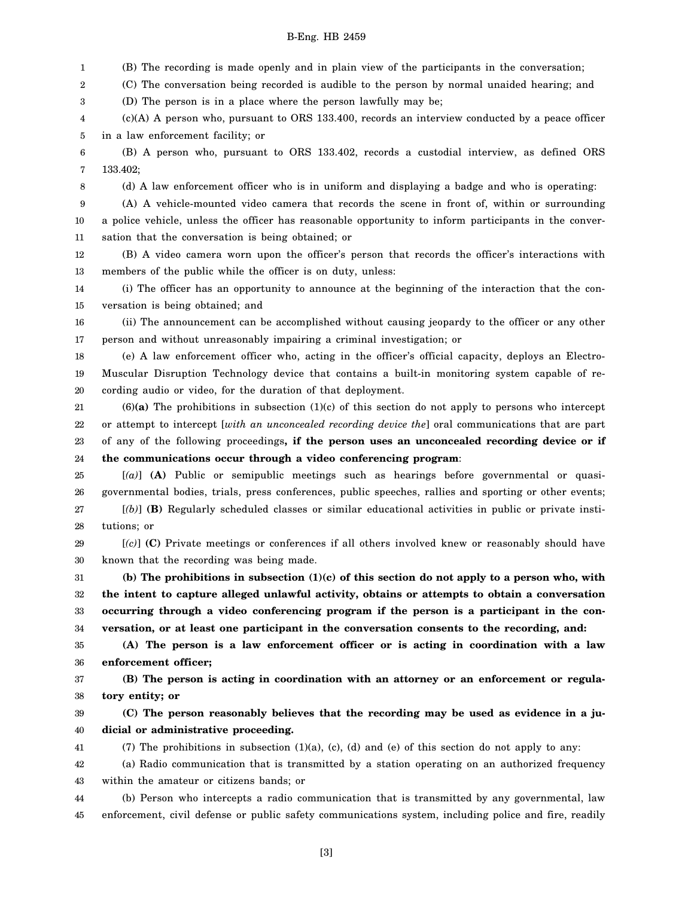(B) The recording is made openly and in plain view of the participants in the conversation;

(C) The conversation being recorded is audible to the person by normal unaided hearing; and

(D) The person is in a place where the person lawfully may be;

(c)(A) A person who, pursuant to ORS 133.400, records an interview conducted by a peace officer in a law enforcement facility; or

(B) A person who, pursuant to ORS 133.402, records a custodial interview, as defined ORS 133.402;

(d) A law enforcement officer who is in uniform and displaying a badge and who is operating:

(A) A vehicle-mounted video camera that records the scene in front of, within or surrounding a police vehicle, unless the officer has reasonable opportunity to inform participants in the conversation that the conversation is being obtained; or

(B) A video camera worn upon the officer's person that records the officer's interactions with members of the public while the officer is on duty, unless:

(i) The officer has an opportunity to announce at the beginning of the interaction that the conversation is being obtained; and

(ii) The announcement can be accomplished without causing jeopardy to the officer or any other person and without unreasonably impairing a criminal investigation; or

(e) A law enforcement officer who, acting in the officer's official capacity, deploys an Electro-Muscular Disruption Technology device that contains a built-in monitoring system capable of recording audio or video, for the duration of that deployment.

(6)**(a)** The prohibitions in subsection (1)(c) of this section do not apply to persons who intercept or attempt to intercept [*with an unconcealed recording device the*] oral communications that are part of any of the following proceedings**, if the person uses an unconcealed recording device or if the communications occur through a video conferencing program**:

[*(a)*] **(A)** Public or semipublic meetings such as hearings before governmental or quasi-governmental bodies, trials, press conferences, public speeches, rallies and sporting or other events;

[*(b)*] **(B)** Regularly scheduled classes or similar educational activities in public or private institutions; or

[*(c)*] **(C)** Private meetings or conferences if all others involved knew or reasonably should have known that the recording was being made.

**(b) The prohibitions in subsection (1)(c) of this section do not apply to a person who, with the intent to capture alleged unlawful activity, obtains or attempts to obtain a conversation occurring through a video conferencing program if the person is a participant in the conversation, or at least one participant in the conversation consents to the recording, and:**

**(A) The person is a law enforcement officer or is acting in coordination with a law enforcement officer;**

**(B) The person is acting in coordination with an attorney or an enforcement or regulatory entity; or**

**(C) The person reasonably believes that the recording may be used as evidence in a judicial or administrative proceeding.**

(7) The prohibitions in subsection (1)(a), (c), (d) and (e) of this section do not apply to any:

(a) Radio communication that is transmitted by a station operating on an authorized frequency within the amateur or citizens bands; or

(b) Person who intercepts a radio communication that is transmitted by any governmental, law enforcement, civil defense or public safety communications system, including police and fire, readily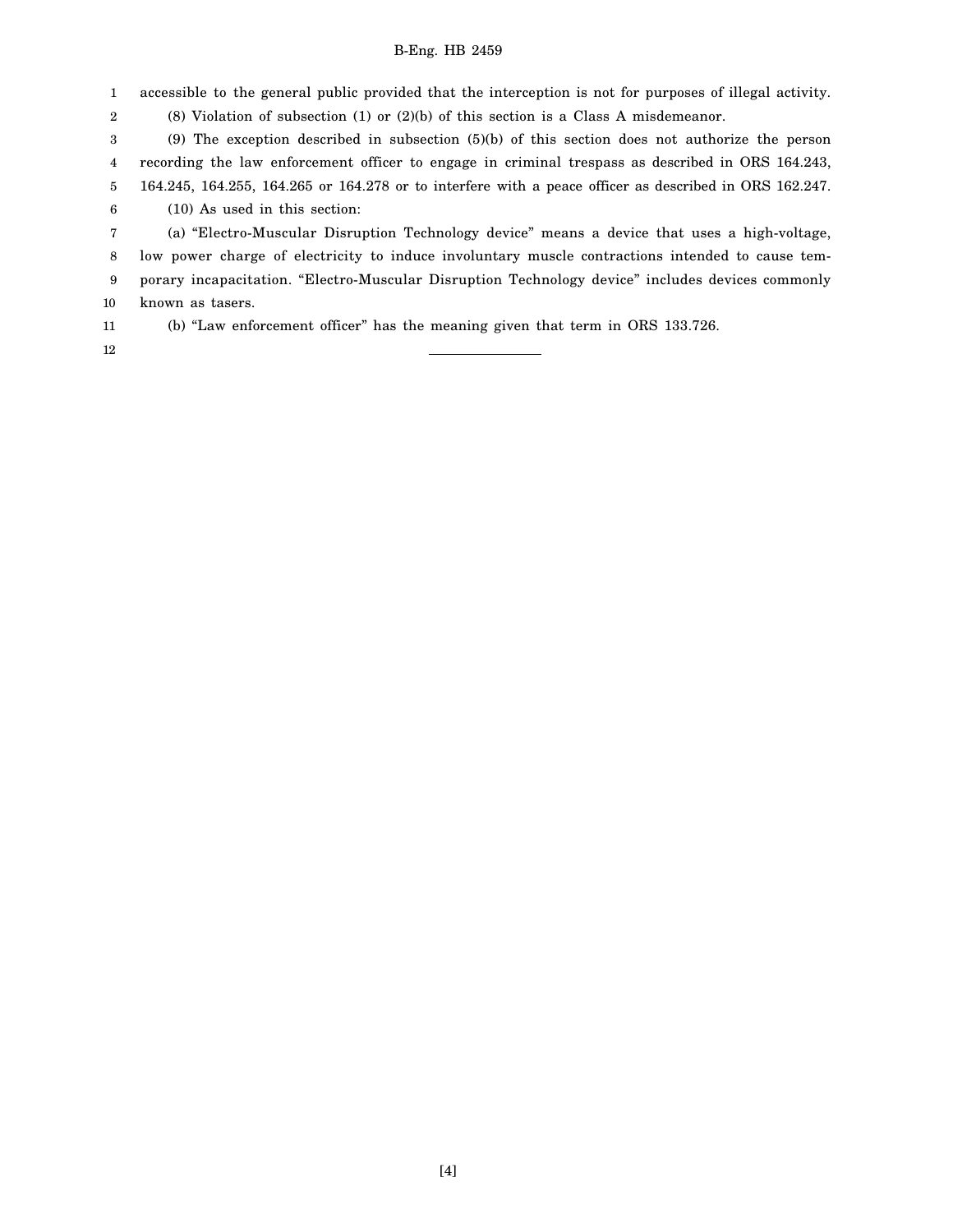accessible to the general public provided that the interception is not for purposes of illegal activity.

(8) Violation of subsection (1) or (2)(b) of this section is a Class A misdemeanor.

(9) The exception described in subsection (5)(b) of this section does not authorize the person recording the law enforcement officer to engage in criminal trespass as described in ORS 164.243, 164.245, 164.255, 164.265 or 164.278 or to interfere with a peace officer as described in ORS 162.247.

(10) As used in this section:

(a) "Electro-Muscular Disruption Technology device" means a device that uses a high-voltage, low power charge of electricity to induce involuntary muscle contractions intended to cause temporary incapacitation. "Electro-Muscular Disruption Technology device" includes devices commonly known as tasers.

(b) "Law enforcement officer" has the meaning given that term in ORS 133.726.